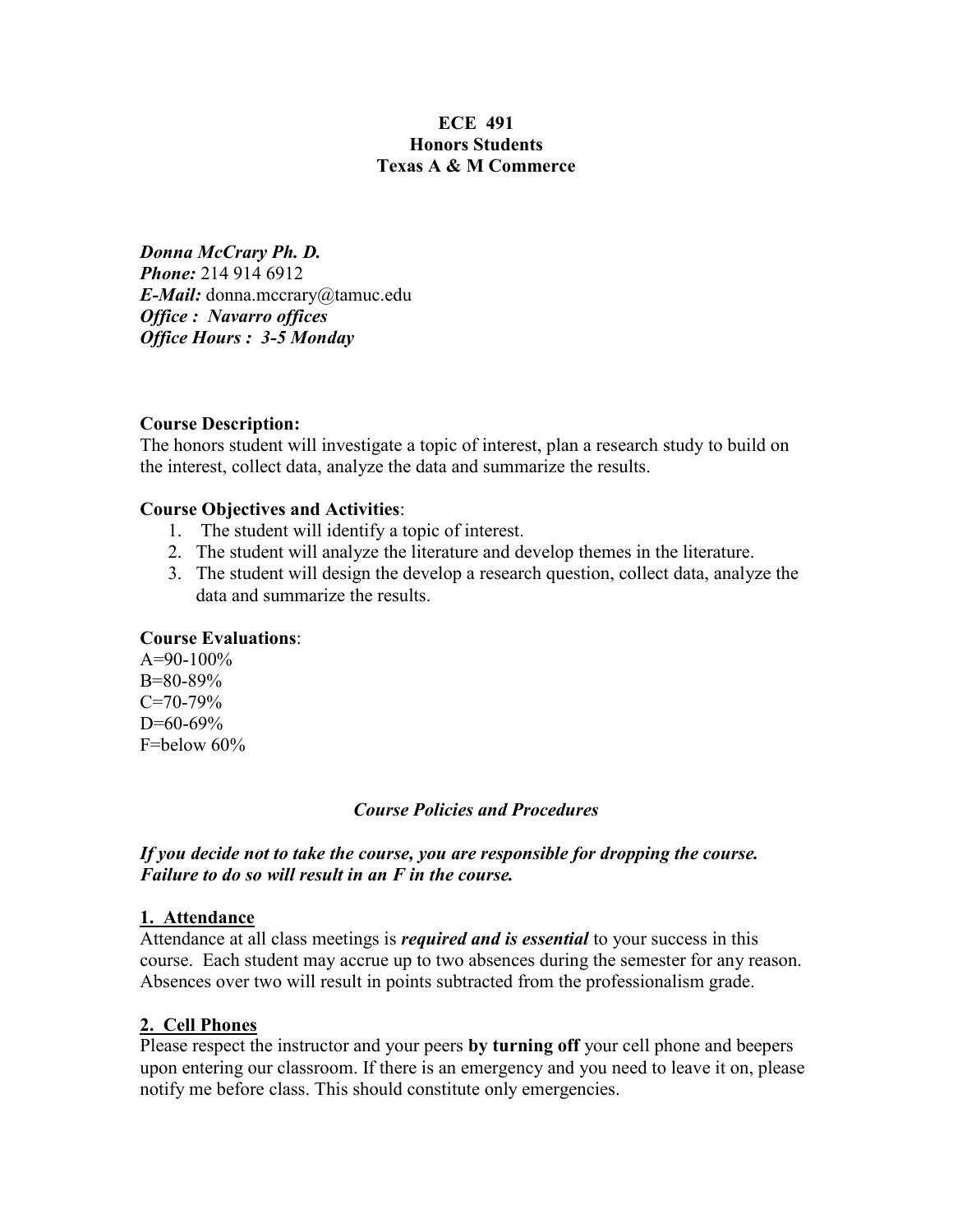# ECE 491
## Honors Students
## Texas A & M Commerce

***Donna McCrary Ph. D.***
***Phone:*** 214 914 6912
***E-Mail:*** donna.mccrary@tamuc.edu
***Office : Navarro offices***
***Office Hours : 3-5 Monday***

**Course Description:**
The honors student will investigate a topic of interest, plan a research study to build on the interest, collect data, analyze the data and summarize the results.

**Course Objectives and Activities**:

1. The student will identify a topic of interest.
2. The student will analyze the literature and develop themes in the literature.
3. The student will design the develop a research question, collect data, analyze the data and summarize the results.

**Course Evaluations**:
A=90-100%
B=80-89%
C=70-79%
D=60-69%
F=below 60%

### *Course Policies and Procedures*

***If you decide not to take the course, you are responsible for dropping the course. Failure to do so will result in an F in the course.***

**1. Attendance**
Attendance at all class meetings is ***required and is essential*** to your success in this course. Each student may accrue up to two absences during the semester for any reason. Absences over two will result in points subtracted from the professionalism grade.

**2. Cell Phones**
Please respect the instructor and your peers **by turning off** your cell phone and beepers upon entering our classroom. If there is an emergency and you need to leave it on, please notify me before class. This should constitute only emergencies.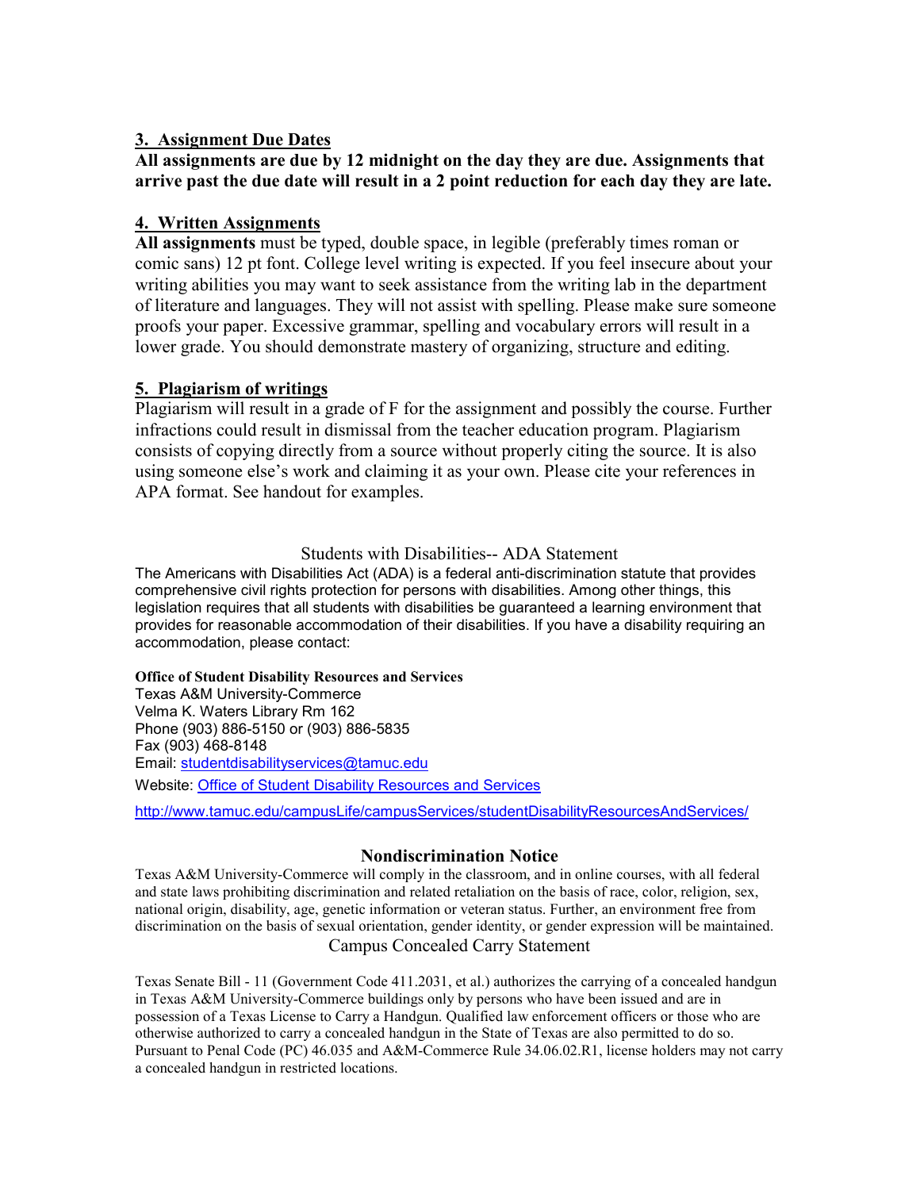### 3. Assignment Due Dates

**All assignments are due by 12 midnight on the day they are due. Assignments that arrive past the due date will result in a 2 point reduction for each day they are late.**

### 4. Written Assignments

**All assignments** must be typed, double space, in legible (preferably times roman or comic sans) 12 pt font. College level writing is expected. If you feel insecure about your writing abilities you may want to seek assistance from the writing lab in the department of literature and languages. They will not assist with spelling. Please make sure someone proofs your paper. Excessive grammar, spelling and vocabulary errors will result in a lower grade. You should demonstrate mastery of organizing, structure and editing.

### 5. Plagiarism of writings

Plagiarism will result in a grade of F for the assignment and possibly the course. Further infractions could result in dismissal from the teacher education program. Plagiarism consists of copying directly from a source without properly citing the source. It is also using someone else's work and claiming it as your own. Please cite your references in APA format. See handout for examples.

## Students with Disabilities-- ADA Statement

The Americans with Disabilities Act (ADA) is a federal anti-discrimination statute that provides comprehensive civil rights protection for persons with disabilities. Among other things, this legislation requires that all students with disabilities be guaranteed a learning environment that provides for reasonable accommodation of their disabilities. If you have a disability requiring an accommodation, please contact:

**Office of Student Disability Resources and Services**
Texas A&M University-Commerce
Velma K. Waters Library Rm 162
Phone (903) 886-5150 or (903) 886-5835
Fax (903) 468-8148
Email: studentdisabilityservices@tamuc.edu
Website: Office of Student Disability Resources and Services

http://www.tamuc.edu/campusLife/campusServices/studentDisabilityResourcesAndServices/

## Nondiscrimination Notice

Texas A&M University-Commerce will comply in the classroom, and in online courses, with all federal and state laws prohibiting discrimination and related retaliation on the basis of race, color, religion, sex, national origin, disability, age, genetic information or veteran status. Further, an environment free from discrimination on the basis of sexual orientation, gender identity, or gender expression will be maintained.

## Campus Concealed Carry Statement

Texas Senate Bill - 11 (Government Code 411.2031, et al.) authorizes the carrying of a concealed handgun in Texas A&M University-Commerce buildings only by persons who have been issued and are in possession of a Texas License to Carry a Handgun. Qualified law enforcement officers or those who are otherwise authorized to carry a concealed handgun in the State of Texas are also permitted to do so. Pursuant to Penal Code (PC) 46.035 and A&M-Commerce Rule 34.06.02.R1, license holders may not carry a concealed handgun in restricted locations.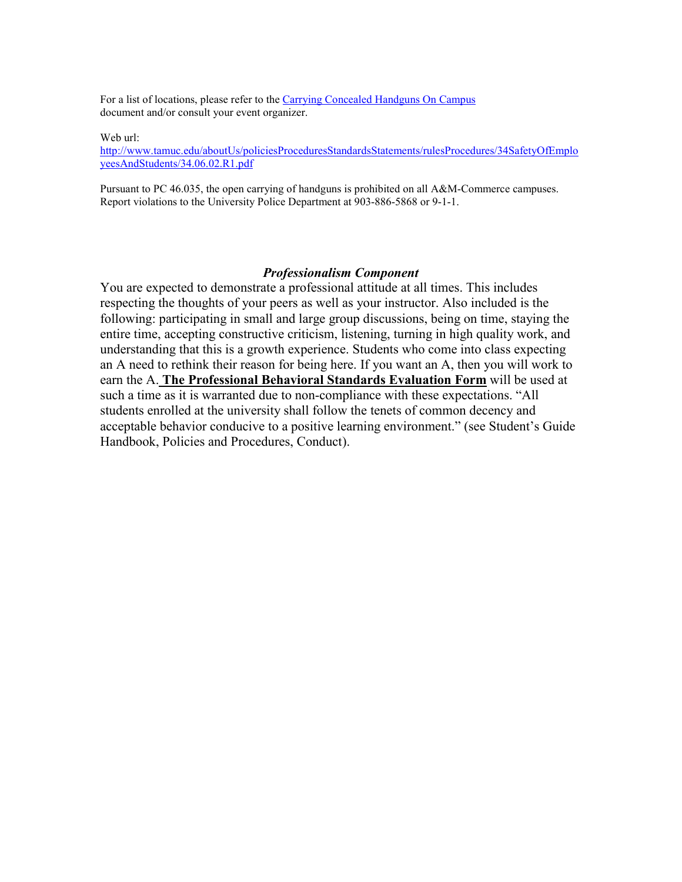For a list of locations, please refer to the [Carrying Concealed Handguns On Campus](http://www.tamuc.edu/aboutUs/policiesProceduresStandardsStatements/rulesProcedures/34SafetyOfEmployeesAndStudents/34.06.02.R1.pdf) document and/or consult your event organizer.

Web url:
[http://www.tamuc.edu/aboutUs/policiesProceduresStandardsStatements/rulesProcedures/34SafetyOfEmployeesAndStudents/34.06.02.R1.pdf](http://www.tamuc.edu/aboutUs/policiesProceduresStandardsStatements/rulesProcedures/34SafetyOfEmployeesAndStudents/34.06.02.R1.pdf)

Pursuant to PC 46.035, the open carrying of handguns is prohibited on all A&M-Commerce campuses. Report violations to the University Police Department at 903-886-5868 or 9-1-1.

## *Professionalism Component*

You are expected to demonstrate a professional attitude at all times. This includes respecting the thoughts of your peers as well as your instructor. Also included is the following: participating in small and large group discussions, being on time, staying the entire time, accepting constructive criticism, listening, turning in high quality work, and understanding that this is a growth experience. Students who come into class expecting an A need to rethink their reason for being here. If you want an A, then you will work to earn the A. **The Professional Behavioral Standards Evaluation Form** will be used at such a time as it is warranted due to non-compliance with these expectations. "All students enrolled at the university shall follow the tenets of common decency and acceptable behavior conducive to a positive learning environment." (see Student's Guide Handbook, Policies and Procedures, Conduct).